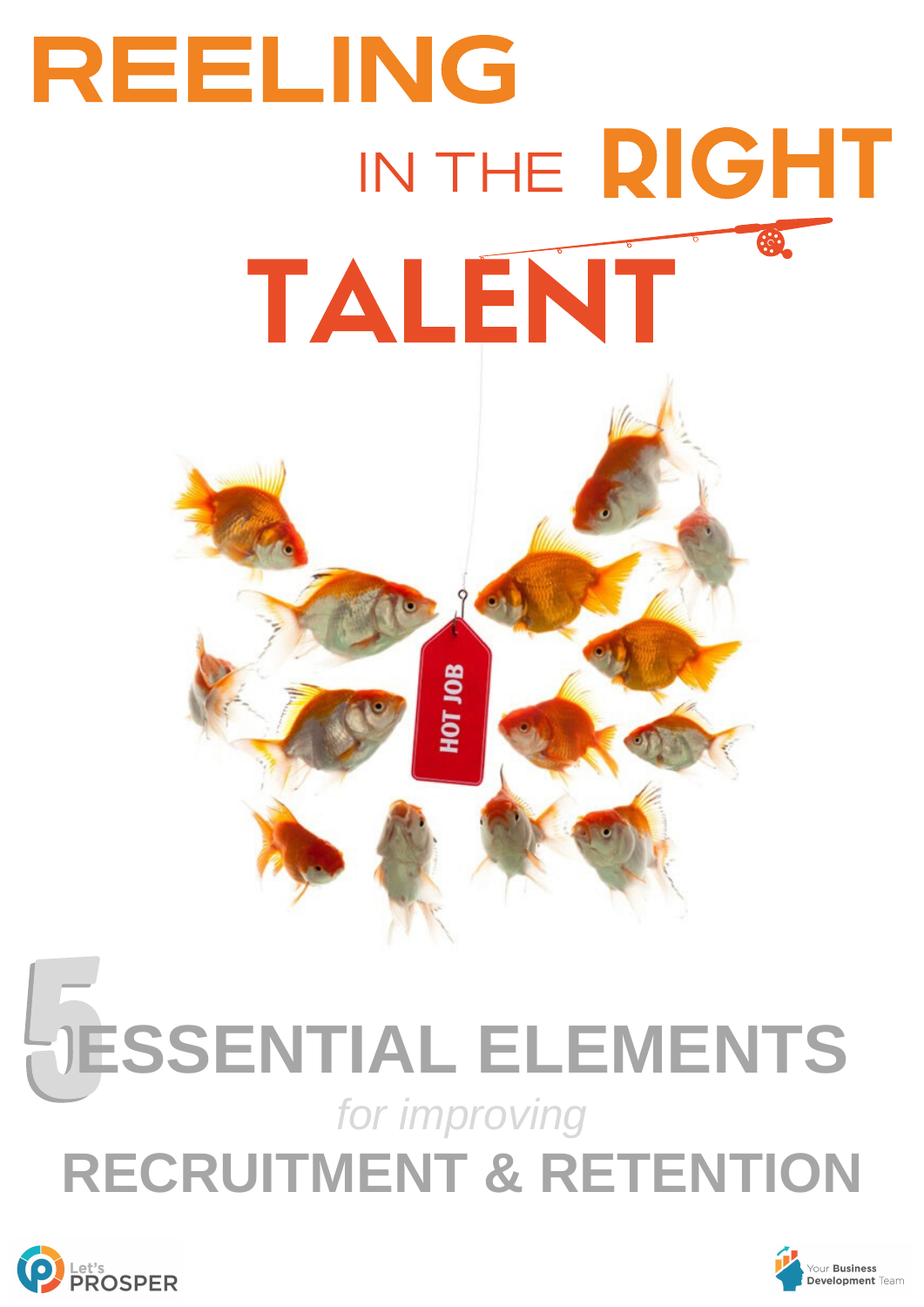# REELING IN THE RIGHT TALENT

## 5 ESSENTIAL ELEMENTS

*for improving*

## RECRUITMENT & RETENTION

Let's PROSPER

Your Business Development Team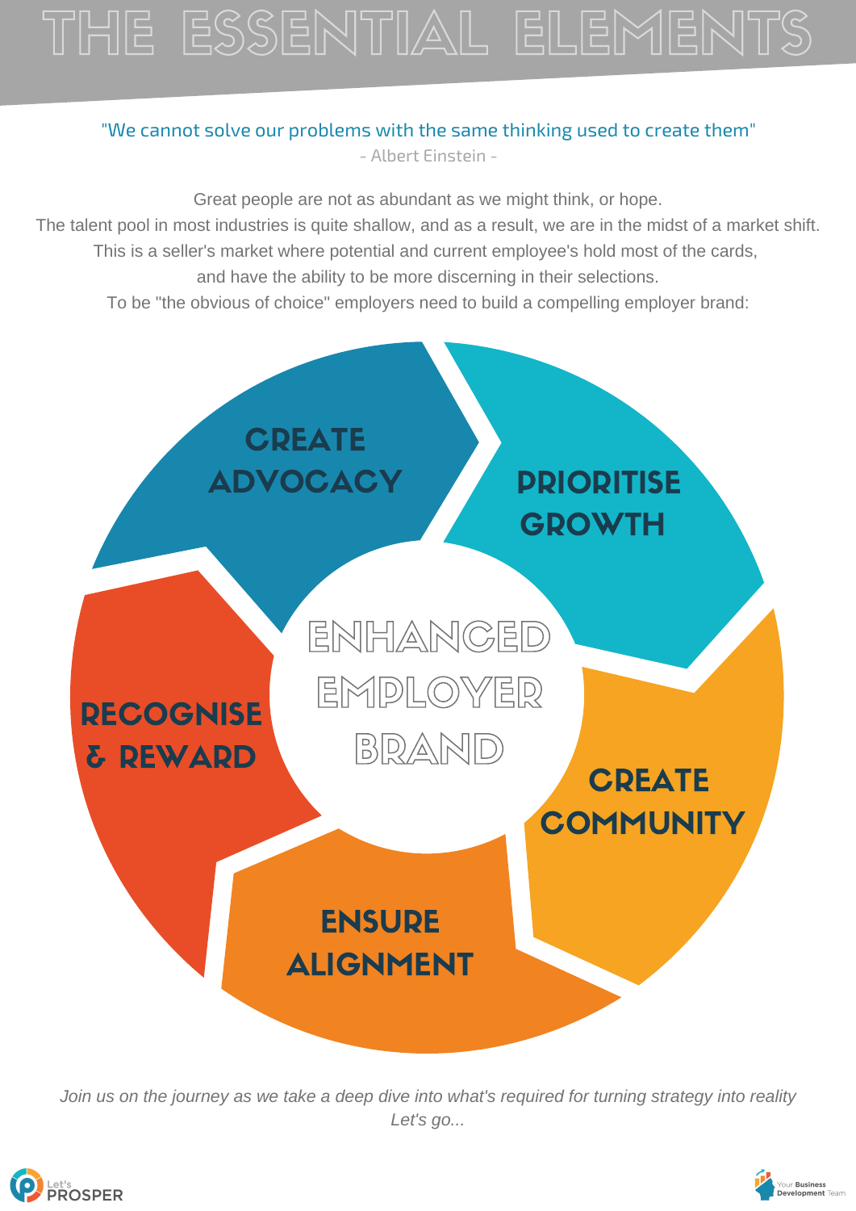# THE ESSENTIAL ELEMENTS

"We cannot solve our problems with the same thinking used to create them"

- Albert Einstein -

Great people are not as abundant as we might think, or hope.
The talent pool in most industries is quite shallow, and as a result, we are in the midst of a market shift.
This is a seller's market where potential and current employee's hold most of the cards,
and have the ability to be more discerning in their selections.
To be "the obvious of choice" employers need to build a compelling employer brand:

**ENHANCED EMPLOYER BRAND**

- **CREATE ADVOCACY**
- **PRIORITISE GROWTH**
- **CREATE COMMUNITY**
- **ENSURE ALIGNMENT**
- **RECOGNISE & REWARD**

*Join us on the journey as we take a deep dive into what's required for turning strategy into reality*
*Let's go...*

Let's PROSPER

Your Business Development Team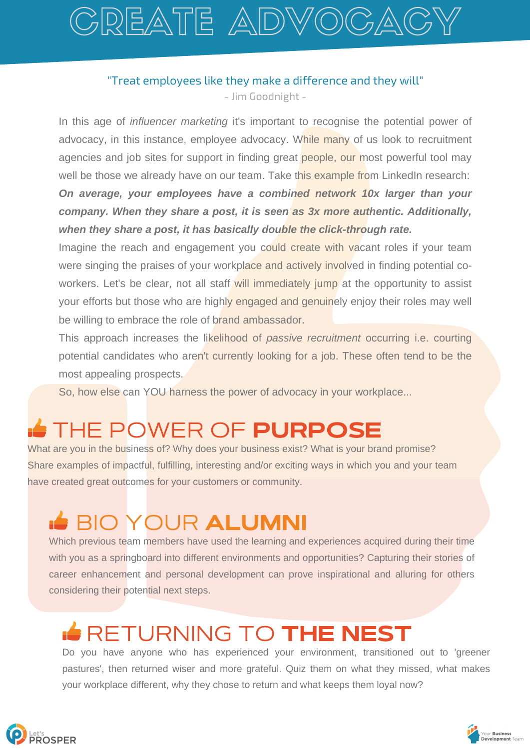# CREATE ADVOCACY

"Treat employees like they make a difference and they will"
- Jim Goodnight -

In this age of *influencer marketing* it's important to recognise the potential power of advocacy, in this instance, employee advocacy. While many of us look to recruitment agencies and job sites for support in finding great people, our most powerful tool may well be those we already have on our team. Take this example from LinkedIn research: ***On average, your employees have a combined network 10x larger than your company. When they share a post, it is seen as 3x more authentic. Additionally, when they share a post, it has basically double the click-through rate.***

Imagine the reach and engagement you could create with vacant roles if your team were singing the praises of your workplace and actively involved in finding potential co-workers. Let's be clear, not all staff will immediately jump at the opportunity to assist your efforts but those who are highly engaged and genuinely enjoy their roles may well be willing to embrace the role of brand ambassador.

This approach increases the likelihood of *passive recruitment* occurring i.e. courting potential candidates who aren't currently looking for a job. These often tend to be the most appealing prospects.

So, how else can YOU harness the power of advocacy in your workplace...

## THE POWER OF **PURPOSE**

What are you in the business of? Why does your business exist? What is your brand promise? Share examples of impactful, fulfilling, interesting and/or exciting ways in which you and your team have created great outcomes for your customers or community.

## BIO YOUR **ALUMNI**

Which previous team members have used the learning and experiences acquired during their time with you as a springboard into different environments and opportunities? Capturing their stories of career enhancement and personal development can prove inspirational and alluring for others considering their potential next steps.

## RETURNING TO **THE NEST**

Do you have anyone who has experienced your environment, transitioned out to 'greener pastures', then returned wiser and more grateful. Quiz them on what they missed, what makes your workplace different, why they chose to return and what keeps them loyal now?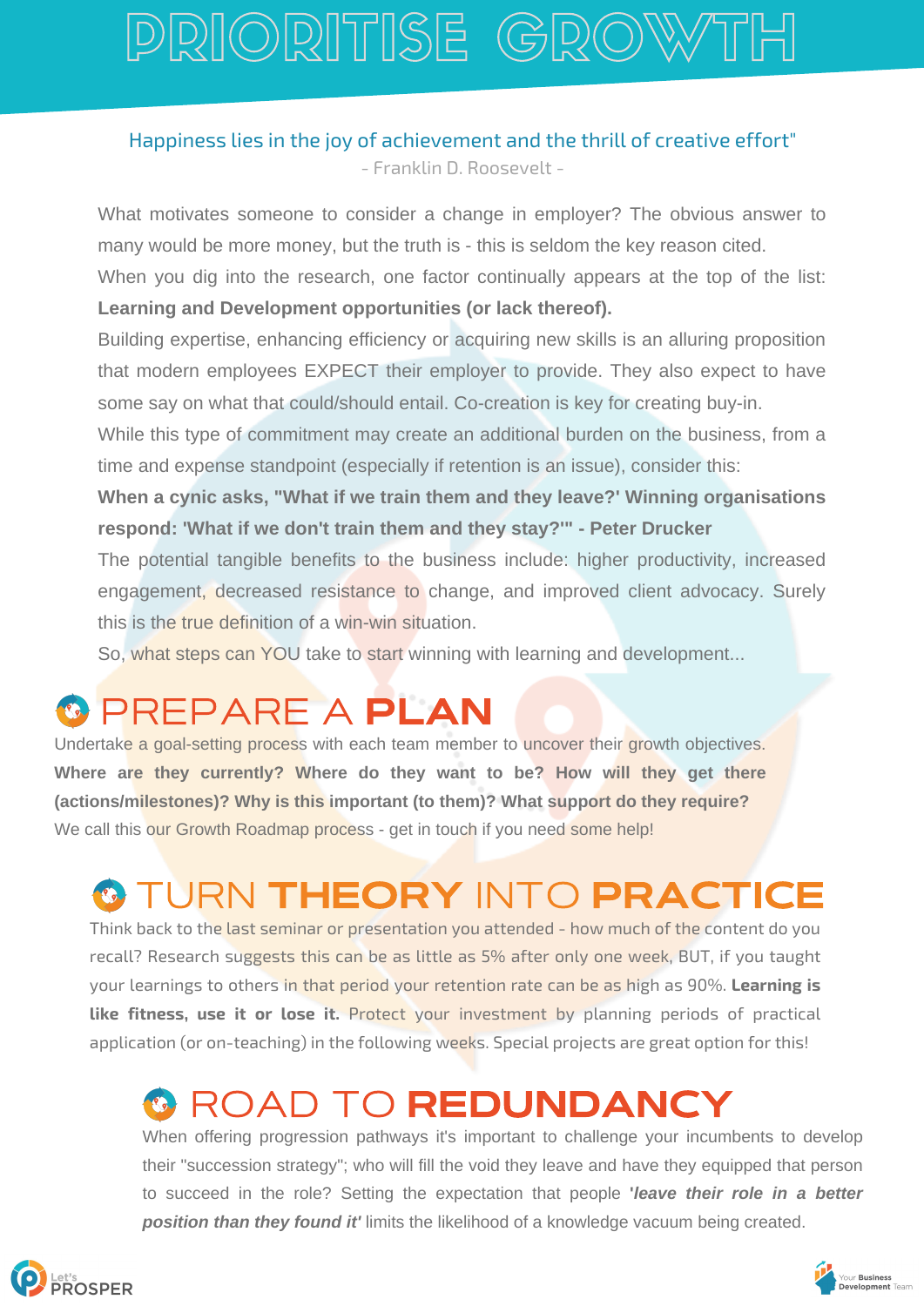# PRIORITISE GROWTH

Happiness lies in the joy of achievement and the thrill of creative effort"

- Franklin D. Roosevelt -

What motivates someone to consider a change in employer? The obvious answer to many would be more money, but the truth is - this is seldom the key reason cited.

When you dig into the research, one factor continually appears at the top of the list: **Learning and Development opportunities (or lack thereof).**

Building expertise, enhancing efficiency or acquiring new skills is an alluring proposition that modern employees EXPECT their employer to provide. They also expect to have some say on what that could/should entail. Co-creation is key for creating buy-in.

While this type of commitment may create an additional burden on the business, from a time and expense standpoint (especially if retention is an issue), consider this:

**When a cynic asks, "What if we train them and they leave?' Winning organisations respond: 'What if we don't train them and they stay?'" - Peter Drucker**

The potential tangible benefits to the business include: higher productivity, increased engagement, decreased resistance to change, and improved client advocacy. Surely this is the true definition of a win-win situation.

So, what steps can YOU take to start winning with learning and development...

## PREPARE A **PLAN**

Undertake a goal-setting process with each team member to uncover their growth objectives. **Where are they currently? Where do they want to be? How will they get there (actions/milestones)? Why is this important (to them)? What support do they require?** We call this our Growth Roadmap process - get in touch if you need some help!

## TURN **THEORY** INTO **PRACTICE**

Think back to the last seminar or presentation you attended - how much of the content do you recall? Research suggests this can be as little as 5% after only one week, BUT, if you taught your learnings to others in that period your retention rate can be as high as 90%. **Learning is like fitness, use it or lose it.** Protect your investment by planning periods of practical application (or on-teaching) in the following weeks. Special projects are great option for this!

## ROAD TO **REDUNDANCY**

When offering progression pathways it's important to challenge your incumbents to develop their "succession strategy"; who will fill the void they leave and have they equipped that person to succeed in the role? Setting the expectation that people ***'leave their role in a better position than they found it'*** limits the likelihood of a knowledge vacuum being created.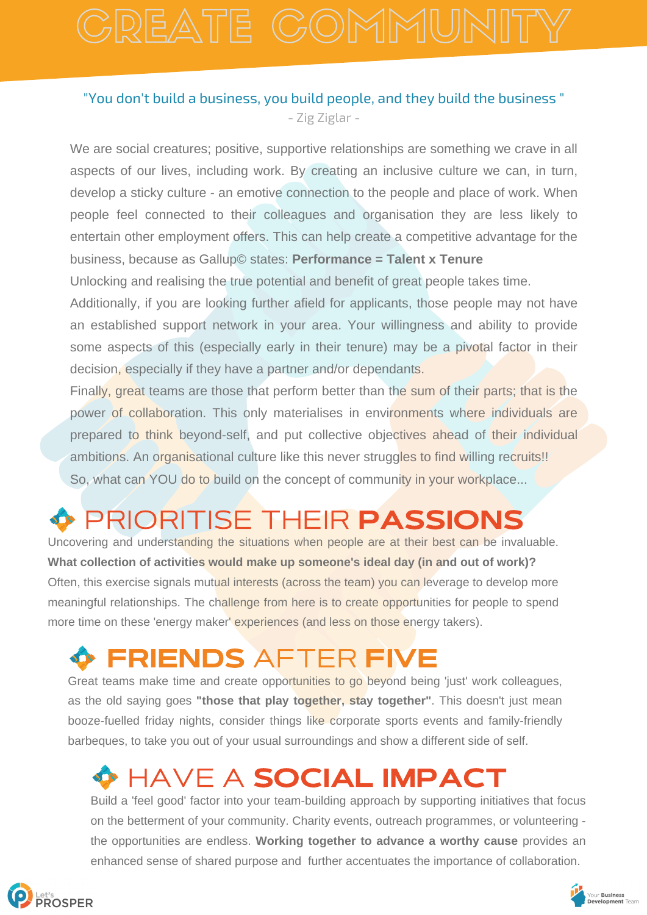# CREATE COMMUNITY

"You don't build a business, you build people, and they build the business "
- Zig Ziglar -

We are social creatures; positive, supportive relationships are something we crave in all aspects of our lives, including work. By creating an inclusive culture we can, in turn, develop a sticky culture - an emotive connection to the people and place of work. When people feel connected to their colleagues and organisation they are less likely to entertain other employment offers. This can help create a competitive advantage for the business, because as Gallup© states: **Performance = Talent x Tenure**

Unlocking and realising the true potential and benefit of great people takes time.

Additionally, if you are looking further afield for applicants, those people may not have an established support network in your area. Your willingness and ability to provide some aspects of this (especially early in their tenure) may be a pivotal factor in their decision, especially if they have a partner and/or dependants.

Finally, great teams are those that perform better than the sum of their parts; that is the power of collaboration. This only materialises in environments where individuals are prepared to think beyond-self, and put collective objectives ahead of their individual ambitions. An organisational culture like this never struggles to find willing recruits!!

So, what can YOU do to build on the concept of community in your workplace...

## PRIORITISE THEIR **PASSIONS**

Uncovering and understanding the situations when people are at their best can be invaluable. **What collection of activities would make up someone's ideal day (in and out of work)?** Often, this exercise signals mutual interests (across the team) you can leverage to develop more meaningful relationships. The challenge from here is to create opportunities for people to spend more time on these 'energy maker' experiences (and less on those energy takers).

## **FRIENDS** AFTER **FIVE**

Great teams make time and create opportunities to go beyond being 'just' work colleagues, as the old saying goes **"those that play together, stay together"**. This doesn't just mean booze-fuelled friday nights, consider things like corporate sports events and family-friendly barbeques, to take you out of your usual surroundings and show a different side of self.

## HAVE A **SOCIAL IMPACT**

Build a 'feel good' factor into your team-building approach by supporting initiatives that focus on the betterment of your community. Charity events, outreach programmes, or volunteering - the opportunities are endless. **Working together to advance a worthy cause** provides an enhanced sense of shared purpose and further accentuates the importance of collaboration.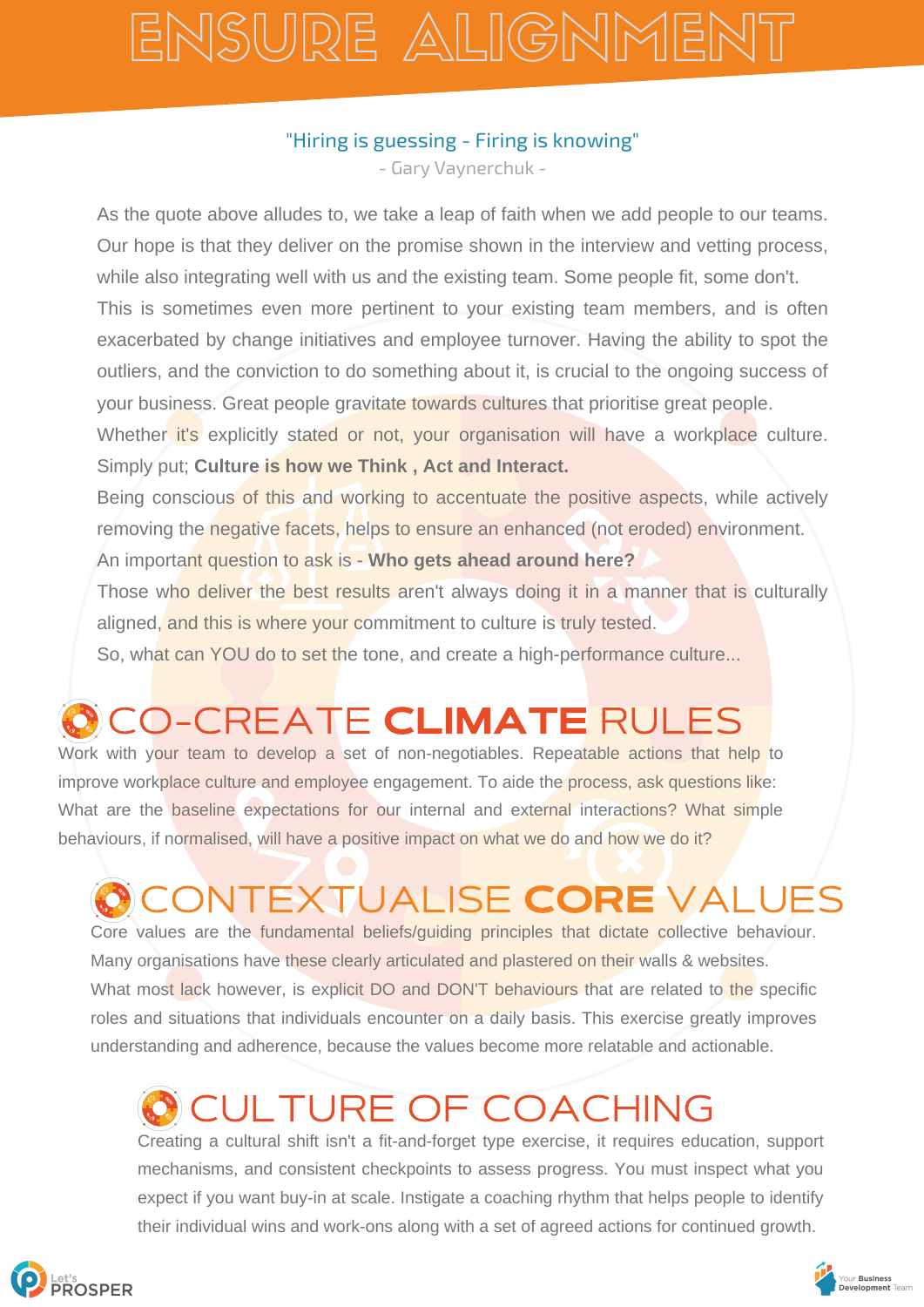# ENSURE ALIGNMENT

"Hiring is guessing - Firing is knowing"

- Gary Vaynerchuk -

As the quote above alludes to, we take a leap of faith when we add people to our teams. Our hope is that they deliver on the promise shown in the interview and vetting process, while also integrating well with us and the existing team. Some people fit, some don't.

This is sometimes even more pertinent to your existing team members, and is often exacerbated by change initiatives and employee turnover. Having the ability to spot the outliers, and the conviction to do something about it, is crucial to the ongoing success of your business. Great people gravitate towards cultures that prioritise great people.

Whether it's explicitly stated or not, your organisation will have a workplace culture. Simply put; **Culture is how we Think , Act and Interact.**

Being conscious of this and working to accentuate the positive aspects, while actively removing the negative facets, helps to ensure an enhanced (not eroded) environment.

An important question to ask is - **Who gets ahead around here?**

Those who deliver the best results aren't always doing it in a manner that is culturally aligned, and this is where your commitment to culture is truly tested.

So, what can YOU do to set the tone, and create a high-performance culture...

## CO-CREATE **CLIMATE** RULES

Work with your team to develop a set of non-negotiables. Repeatable actions that help to improve workplace culture and employee engagement. To aide the process, ask questions like: What are the baseline expectations for our internal and external interactions? What simple behaviours, if normalised, will have a positive impact on what we do and how we do it?

## CONTEXTUALISE **CORE** VALUES

Core values are the fundamental beliefs/guiding principles that dictate collective behaviour. Many organisations have these clearly articulated and plastered on their walls & websites.

What most lack however, is explicit DO and DON'T behaviours that are related to the specific roles and situations that individuals encounter on a daily basis. This exercise greatly improves understanding and adherence, because the values become more relatable and actionable.

## CULTURE OF COACHING

Creating a cultural shift isn't a fit-and-forget type exercise, it requires education, support mechanisms, and consistent checkpoints to assess progress. You must inspect what you expect if you want buy-in at scale. Instigate a coaching rhythm that helps people to identify their individual wins and work-ons along with a set of agreed actions for continued growth.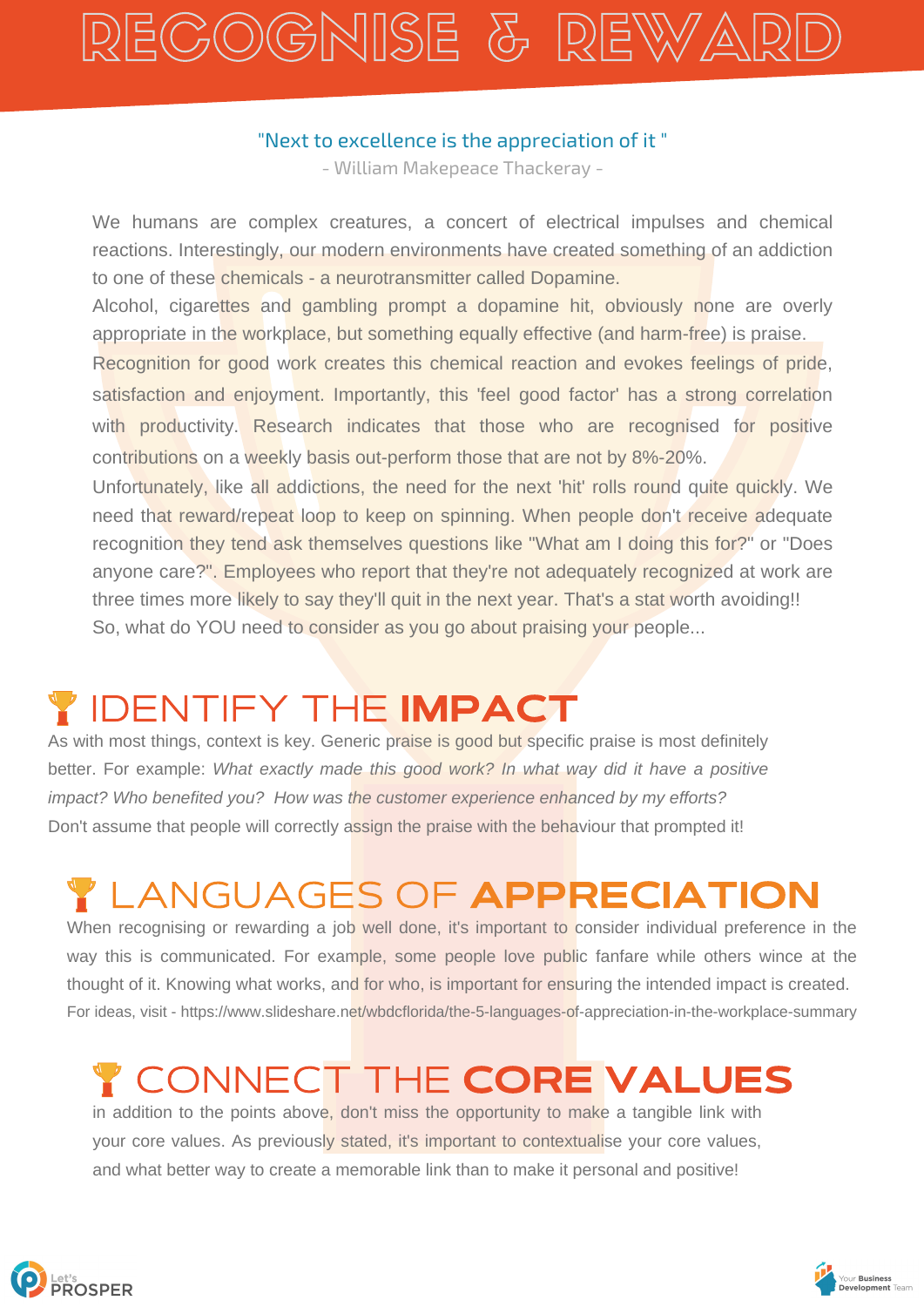# RECOGNISE & REWARD

"Next to excellence is the appreciation of it "

- William Makepeace Thackeray -

We humans are complex creatures, a concert of electrical impulses and chemical reactions. Interestingly, our modern environments have created something of an addiction to one of these chemicals - a neurotransmitter called Dopamine.

Alcohol, cigarettes and gambling prompt a dopamine hit, obviously none are overly appropriate in the workplace, but something equally effective (and harm-free) is praise.

Recognition for good work creates this chemical reaction and evokes feelings of pride, satisfaction and enjoyment. Importantly, this 'feel good factor' has a strong correlation with productivity. Research indicates that those who are recognised for positive contributions on a weekly basis out-perform those that are not by 8%-20%.

Unfortunately, like all addictions, the need for the next 'hit' rolls round quite quickly. We need that reward/repeat loop to keep on spinning. When people don't receive adequate recognition they tend ask themselves questions like "What am I doing this for?" or "Does anyone care?". Employees who report that they're not adequately recognized at work are three times more likely to say they'll quit in the next year. That's a stat worth avoiding!!

So, what do YOU need to consider as you go about praising your people...

## IDENTIFY THE **IMPACT**

As with most things, context is key. Generic praise is good but specific praise is most definitely better. For example: *What exactly made this good work? In what way did it have a positive impact? Who benefited you? How was the customer experience enhanced by my efforts?*

Don't assume that people will correctly assign the praise with the behaviour that prompted it!

## LANGUAGES OF **APPRECIATION**

When recognising or rewarding a job well done, it's important to consider individual preference in the way this is communicated. For example, some people love public fanfare while others wince at the thought of it. Knowing what works, and for who, is important for ensuring the intended impact is created.

For ideas, visit - https://www.slideshare.net/wbdcflorida/the-5-languages-of-appreciation-in-the-workplace-summary

## CONNECT THE **CORE VALUES**

in addition to the points above, don't miss the opportunity to make a tangible link with your core values. As previously stated, it's important to contextualise your core values, and what better way to create a memorable link than to make it personal and positive!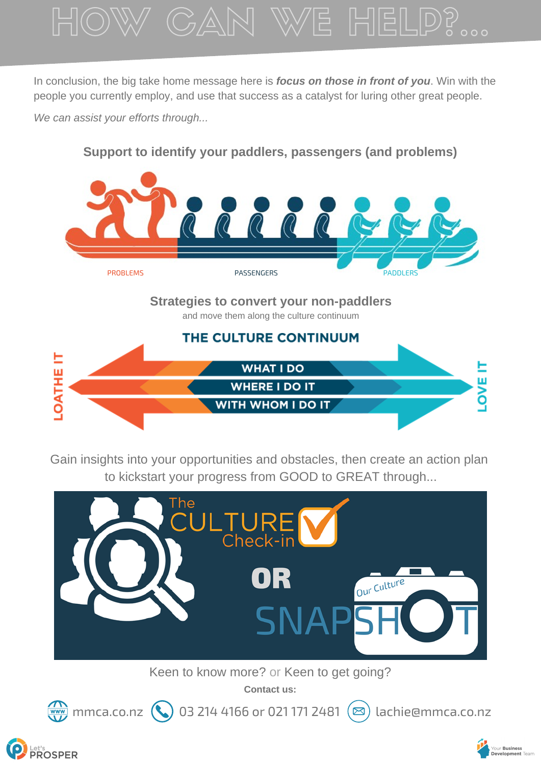# HOW CAN WE HELP?...

In conclusion, the big take home message here is ***focus on those in front of you***. Win with the people you currently employ, and use that success as a catalyst for luring other great people.

*We can assist your efforts through...*

### Support to identify your paddlers, passengers (and problems)

PROBLEMS PASSENGERS PADDLERS

### Strategies to convert your non-paddlers

and move them along the culture continuum

**THE CULTURE CONTINUUM**

LOATHE IT — WHAT I DO / WHERE I DO IT / WITH WHOM I DO IT — LOVE IT

Gain insights into your opportunities and obstacles, then create an action plan to kickstart your progress from GOOD to GREAT through...

The CULTURE Check-in

OR

Our Culture SNAPSHOT

Keen to know more? or Keen to get going?

**Contact us:**

mmca.co.nz | 03 214 4166 or 021 171 2481 | lachie@mmca.co.nz

Let's PROSPER

Your Business Development Team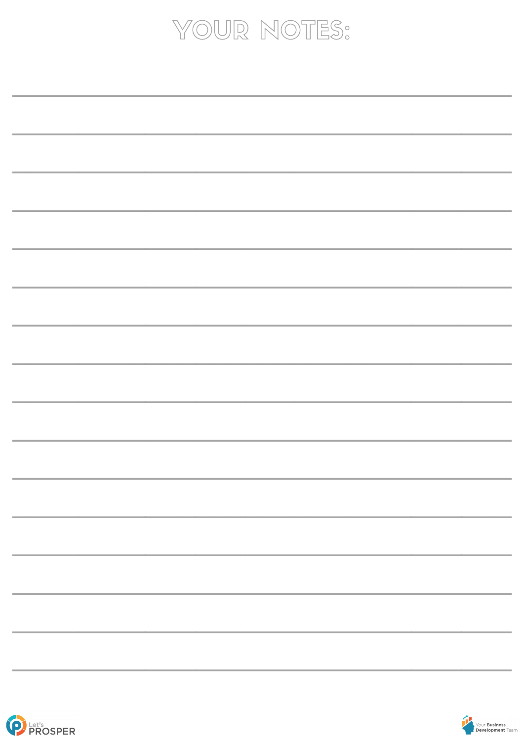# YOUR NOTES: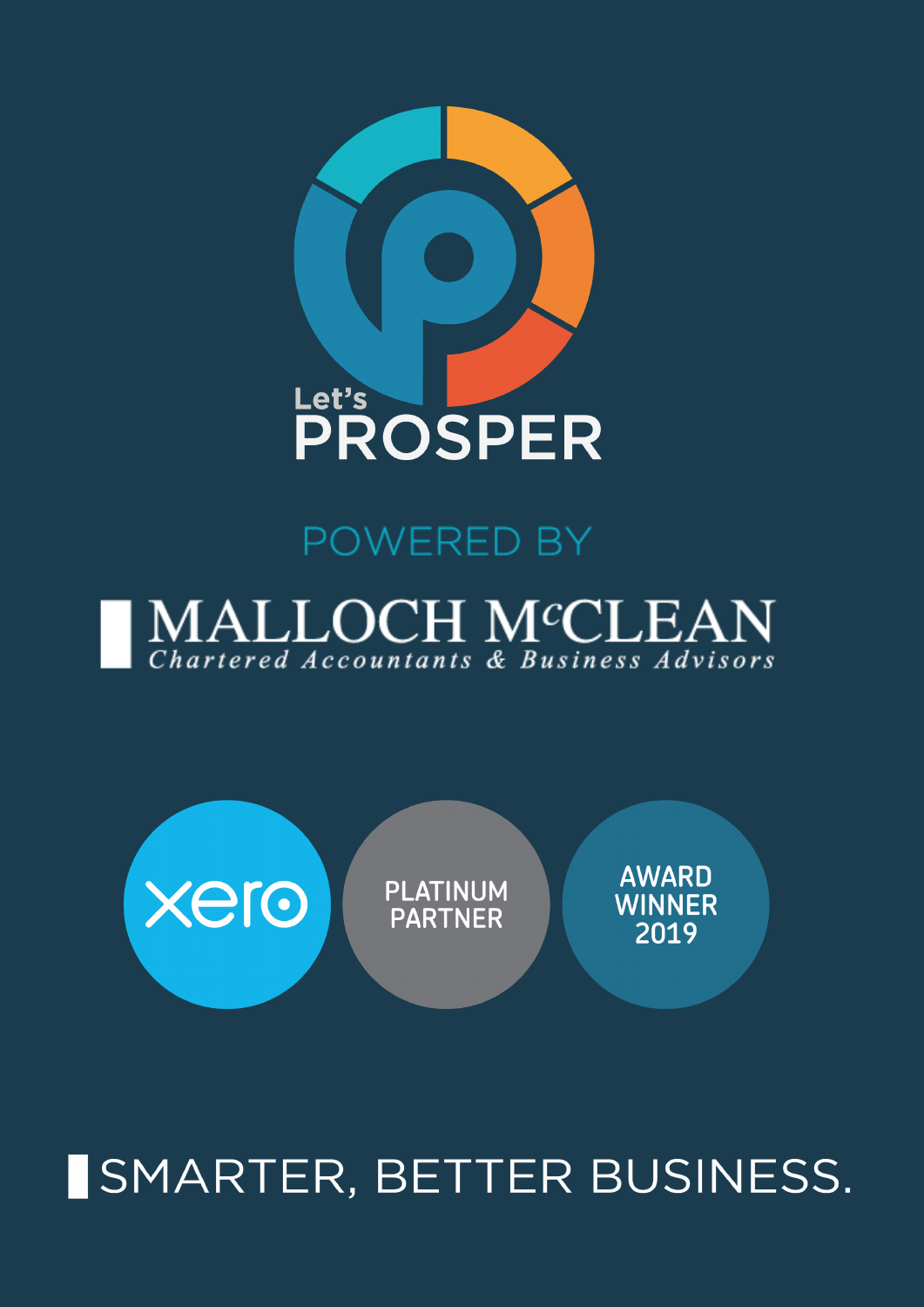Let's PROSPER

POWERED BY

MALLOCH McCLEAN

*Chartered Accountants & Business Advisors*

xero

PLATINUM PARTNER

AWARD WINNER 2019

SMARTER, BETTER BUSINESS.